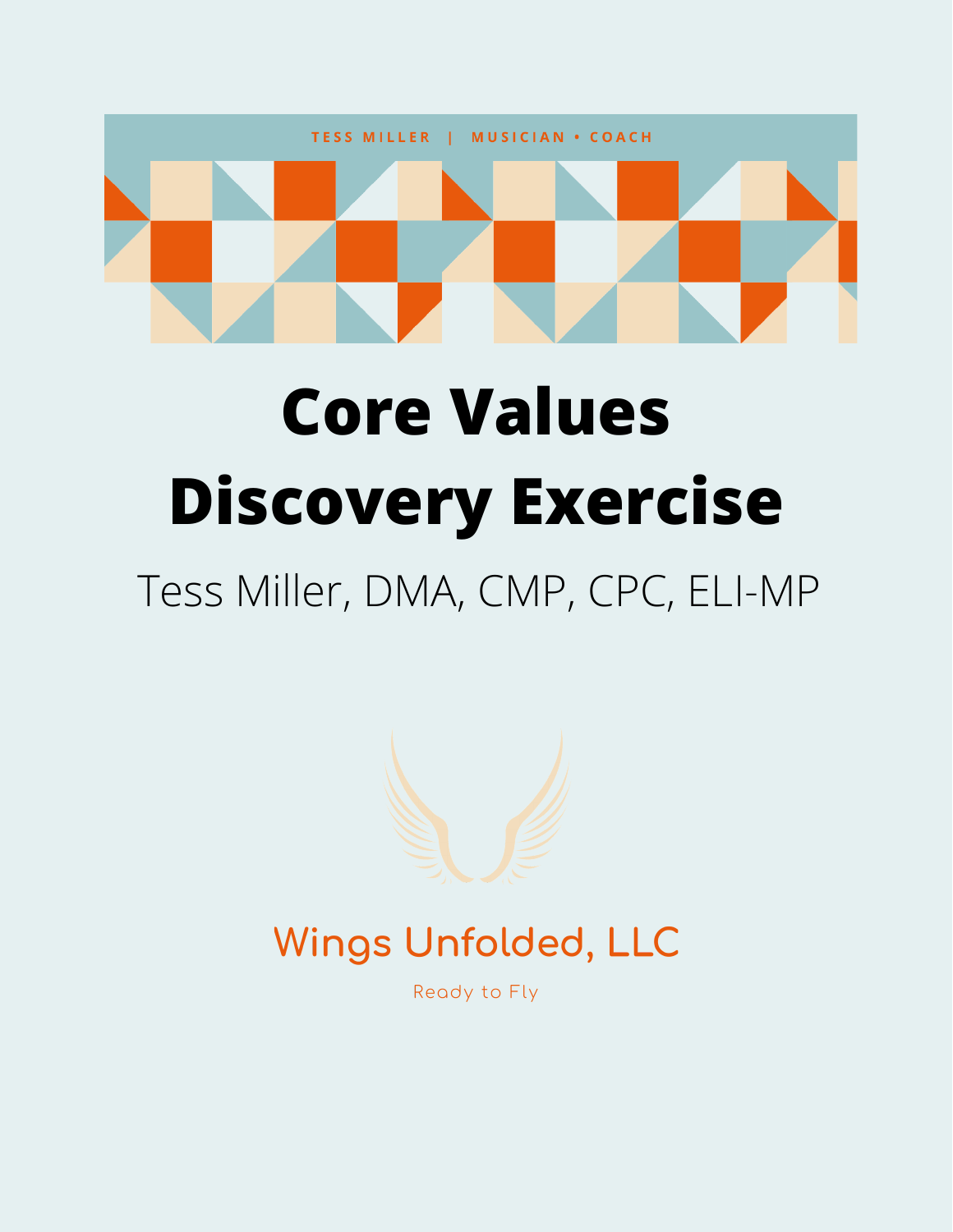TESS MILLER | MUSICIAN • COACH

# Core Values Discovery Exercise

Tess Miller, DMA, CMP, CPC, ELI-MP

Wings Unfolded, LLC

Ready to Fly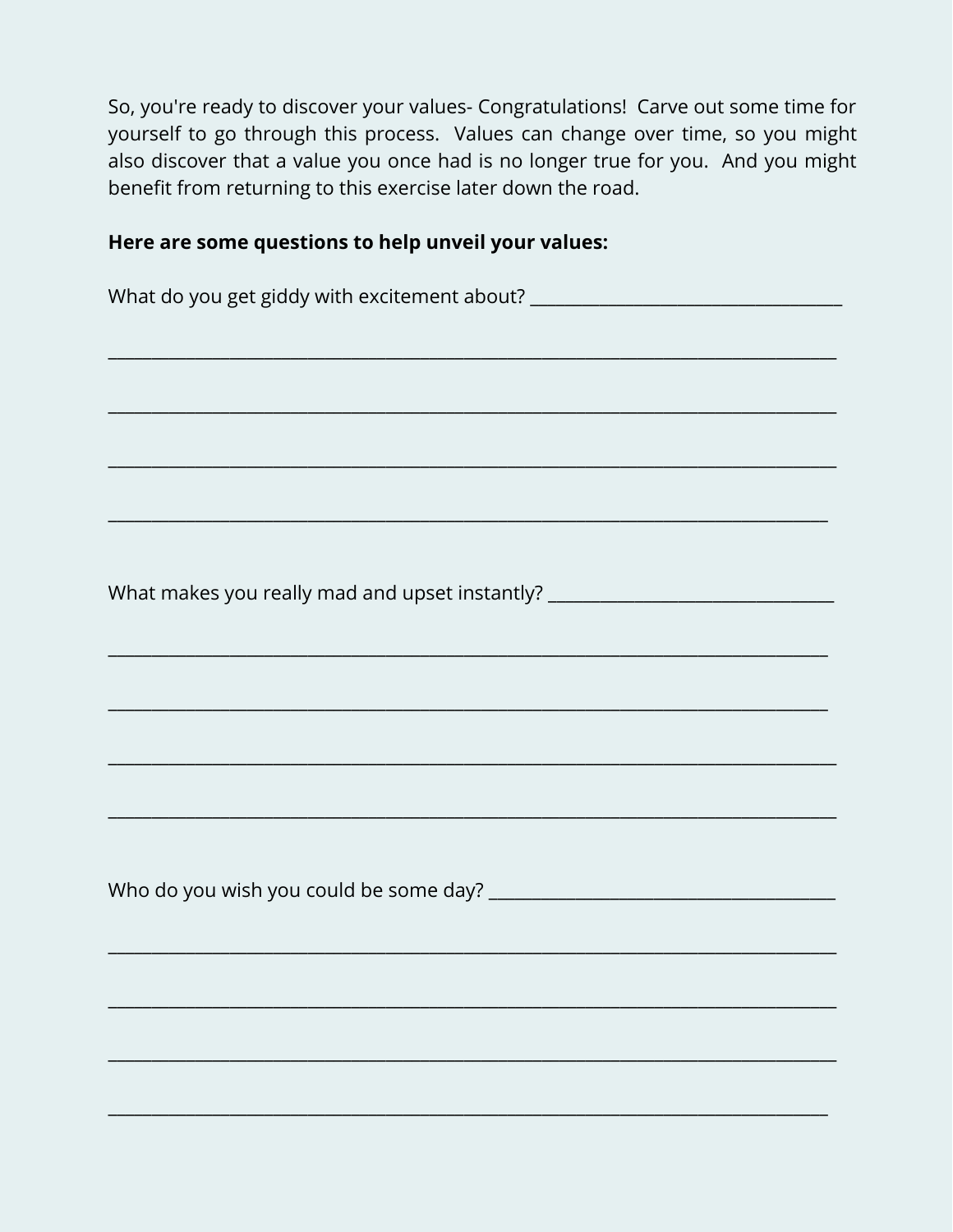So, you're ready to discover your values- Congratulations! Carve out some time for yourself to go through this process. Values can change over time, so you might also discover that a value you once had is no longer true for you. And you might benefit from returning to this exercise later down the road.

**Here are some questions to help unveil your values:**

What do you get giddy with excitement about? ___________________________________

___________________________________________________________________________________

___________________________________________________________________________________

___________________________________________________________________________________

___________________________________________________________________________________

What makes you really mad and upset instantly? ________________________________

___________________________________________________________________________________

___________________________________________________________________________________

___________________________________________________________________________________

___________________________________________________________________________________

Who do you wish you could be some day? ______________________________________

___________________________________________________________________________________

___________________________________________________________________________________

___________________________________________________________________________________

___________________________________________________________________________________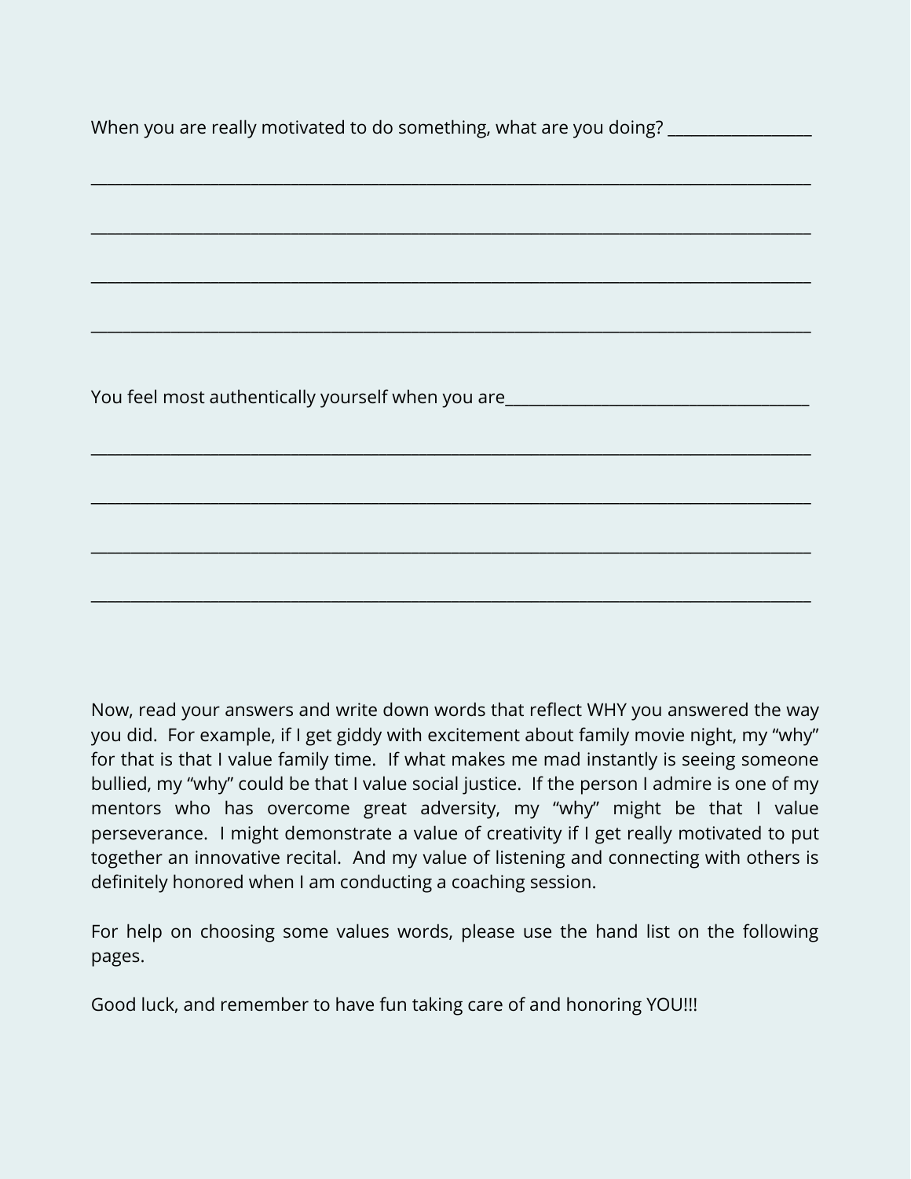When you are really motivated to do something, what are you doing? _________________

_____________________________________________________________________________________

_____________________________________________________________________________________

_____________________________________________________________________________________

_____________________________________________________________________________________

You feel most authentically yourself when you are____________________________________

_____________________________________________________________________________________

_____________________________________________________________________________________

_____________________________________________________________________________________

_____________________________________________________________________________________

Now, read your answers and write down words that reflect WHY you answered the way you did. For example, if I get giddy with excitement about family movie night, my "why" for that is that I value family time. If what makes me mad instantly is seeing someone bullied, my "why" could be that I value social justice. If the person I admire is one of my mentors who has overcome great adversity, my "why" might be that I value perseverance. I might demonstrate a value of creativity if I get really motivated to put together an innovative recital. And my value of listening and connecting with others is definitely honored when I am conducting a coaching session.

For help on choosing some values words, please use the hand list on the following pages.

Good luck, and remember to have fun taking care of and honoring YOU!!!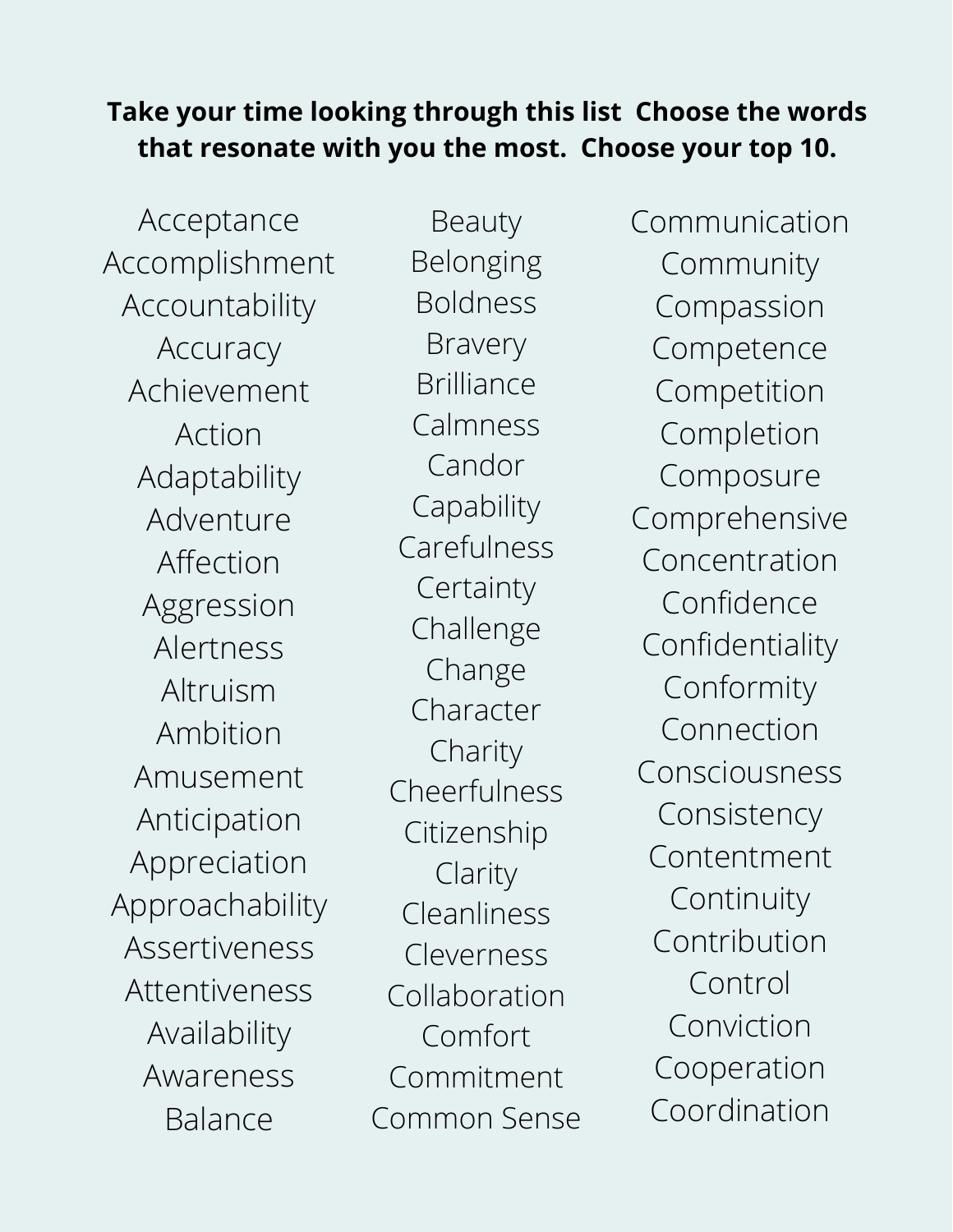**Take your time looking through this list  Choose the words that resonate with you the most.  Choose your top 10.**

Acceptance
Accomplishment
Accountability
Accuracy
Achievement
Action
Adaptability
Adventure
Affection
Aggression
Alertness
Altruism
Ambition
Amusement
Anticipation
Appreciation
Approachability
Assertiveness
Attentiveness
Availability
Awareness
Balance

Beauty
Belonging
Boldness
Bravery
Brilliance
Calmness
Candor
Capability
Carefulness
Certainty
Challenge
Change
Character
Charity
Cheerfulness
Citizenship
Clarity
Cleanliness
Cleverness
Collaboration
Comfort
Commitment
Common Sense

Communication
Community
Compassion
Competence
Competition
Completion
Composure
Comprehensive
Concentration
Confidence
Confidentiality
Conformity
Connection
Consciousness
Consistency
Contentment
Continuity
Contribution
Control
Conviction
Cooperation
Coordination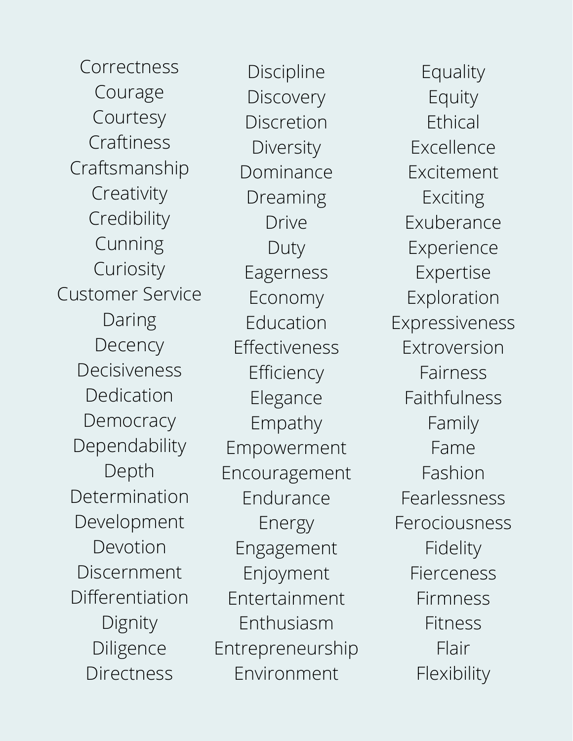Correctness
Courage
Courtesy
Craftiness
Craftsmanship
Creativity
Credibility
Cunning
Curiosity
Customer Service
Daring
Decency
Decisiveness
Dedication
Democracy
Dependability
Depth
Determination
Development
Devotion
Discernment
Differentiation
Dignity
Diligence
Directness

Discipline
Discovery
Discretion
Diversity
Dominance
Dreaming
Drive
Duty
Eagerness
Economy
Education
Effectiveness
Efficiency
Elegance
Empathy
Empowerment
Encouragement
Endurance
Energy
Engagement
Enjoyment
Entertainment
Enthusiasm
Entrepreneurship
Environment

Equality
Equity
Ethical
Excellence
Excitement
Exciting
Exuberance
Experience
Expertise
Exploration
Expressiveness
Extroversion
Fairness
Faithfulness
Family
Fame
Fashion
Fearlessness
Ferociousness
Fidelity
Fierceness
Firmness
Fitness
Flair
Flexibility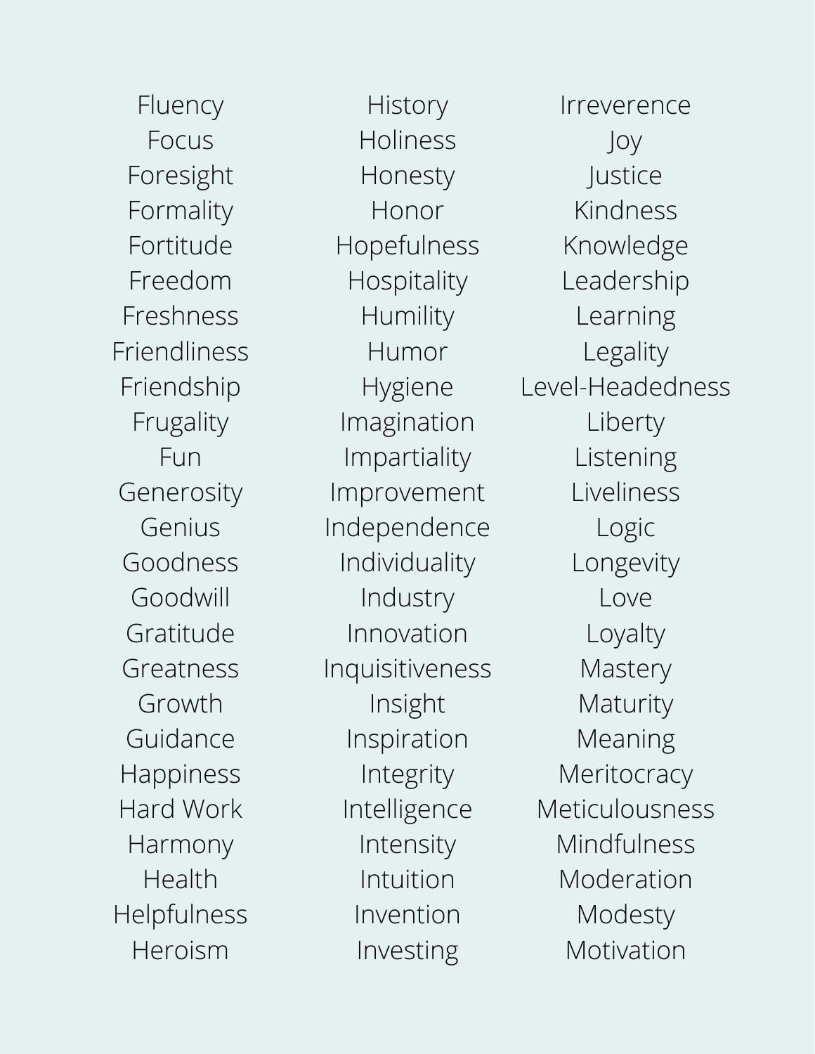Fluency
Focus
Foresight
Formality
Fortitude
Freedom
Freshness
Friendliness
Friendship
Frugality
Fun
Generosity
Genius
Goodness
Goodwill
Gratitude
Greatness
Growth
Guidance
Happiness
Hard Work
Harmony
Health
Helpfulness
Heroism

History
Holiness
Honesty
Honor
Hopefulness
Hospitality
Humility
Humor
Hygiene
Imagination
Impartiality
Improvement
Independence
Individuality
Industry
Innovation
Inquisitiveness
Insight
Inspiration
Integrity
Intelligence
Intensity
Intuition
Invention
Investing

Irreverence
Joy
Justice
Kindness
Knowledge
Leadership
Learning
Legality
Level-Headedness
Liberty
Listening
Liveliness
Logic
Longevity
Love
Loyalty
Mastery
Maturity
Meaning
Meritocracy
Meticulousness
Mindfulness
Moderation
Modesty
Motivation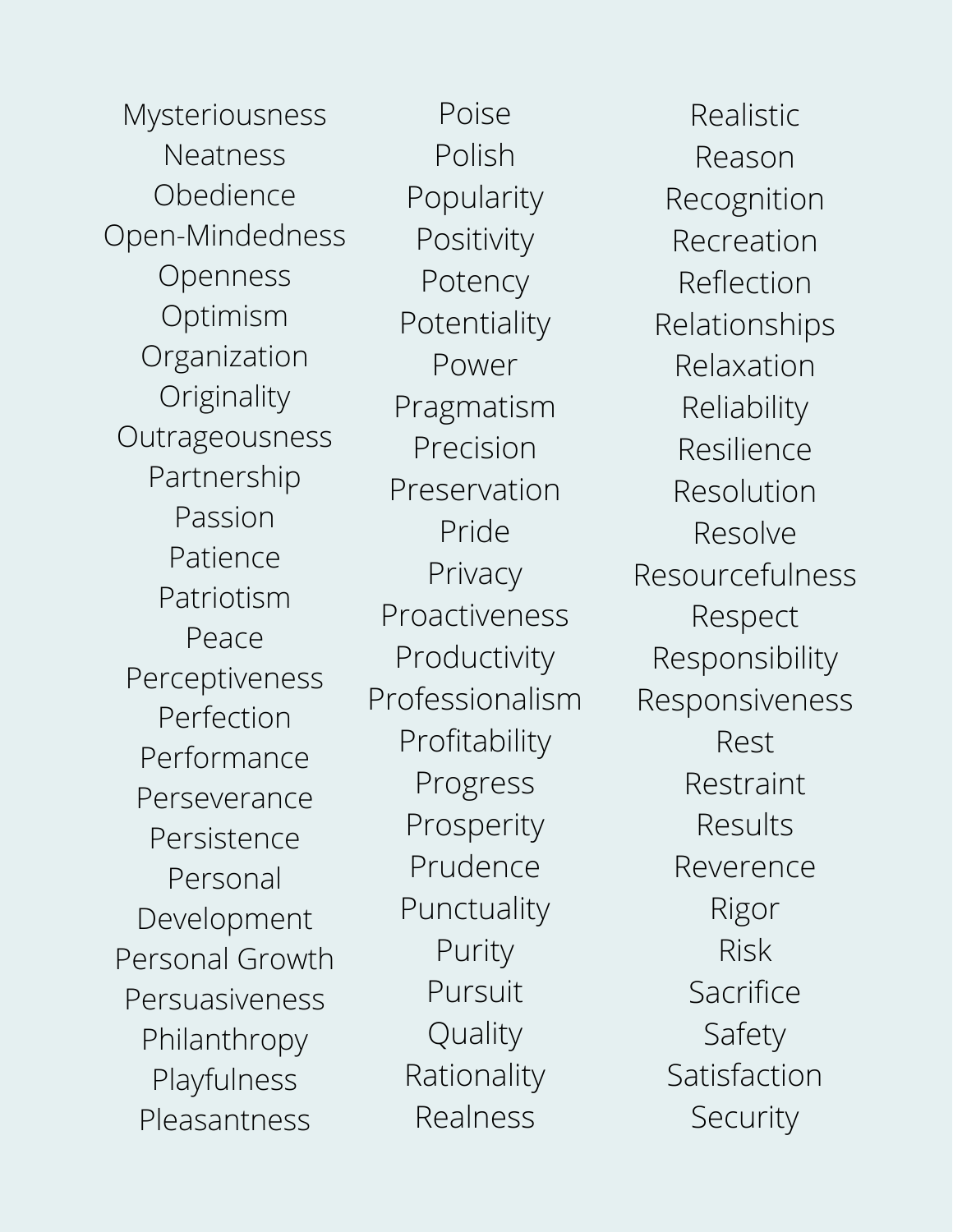Mysteriousness
Neatness
Obedience
Open-Mindedness
Openness
Optimism
Organization
Originality
Outrageousness
Partnership
Passion
Patience
Patriotism
Peace
Perceptiveness
Perfection
Performance
Perseverance
Persistence
Personal Development
Personal Growth
Persuasiveness
Philanthropy
Playfulness
Pleasantness

Poise
Polish
Popularity
Positivity
Potency
Potentiality
Power
Pragmatism
Precision
Preservation
Pride
Privacy
Proactiveness
Productivity
Professionalism
Profitability
Progress
Prosperity
Prudence
Punctuality
Purity
Pursuit
Quality
Rationality
Realness

Realistic
Reason
Recognition
Recreation
Reflection
Relationships
Relaxation
Reliability
Resilience
Resolution
Resolve
Resourcefulness
Respect
Responsibility
Responsiveness
Rest
Restraint
Results
Reverence
Rigor
Risk
Sacrifice
Safety
Satisfaction
Security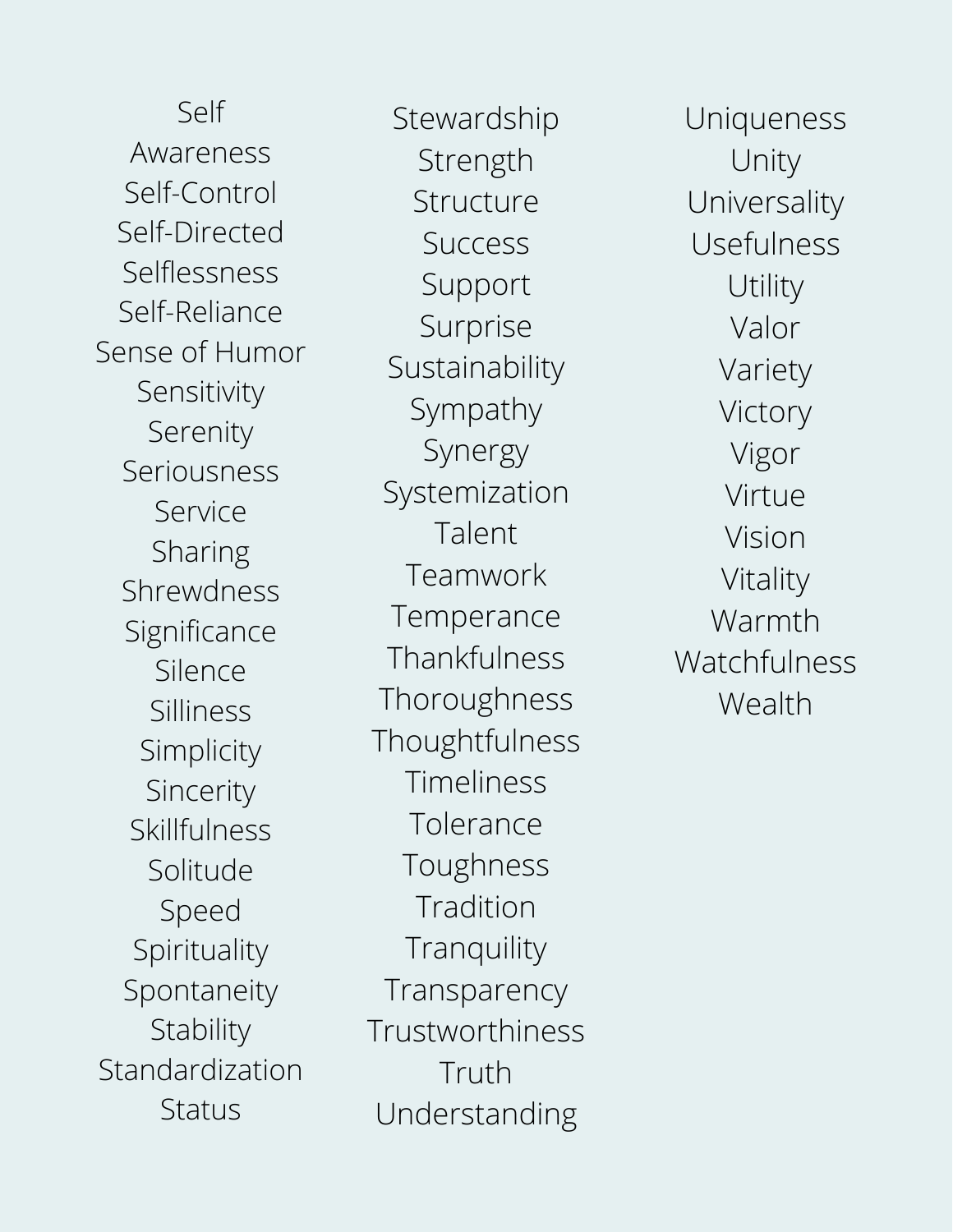Self
Awareness
Self-Control
Self-Directed
Selflessness
Self-Reliance
Sense of Humor
Sensitivity
Serenity
Seriousness
Service
Sharing
Shrewdness
Significance
Silence
Silliness
Simplicity
Sincerity
Skillfulness
Solitude
Speed
Spirituality
Spontaneity
Stability
Standardization
Status

Stewardship
Strength
Structure
Success
Support
Surprise
Sustainability
Sympathy
Synergy
Systemization
Talent
Teamwork
Temperance
Thankfulness
Thoroughness
Thoughtfulness
Timeliness
Tolerance
Toughness
Tradition
Tranquility
Transparency
Trustworthiness
Truth
Understanding

Uniqueness
Unity
Universality
Usefulness
Utility
Valor
Variety
Victory
Vigor
Virtue
Vision
Vitality
Warmth
Watchfulness
Wealth